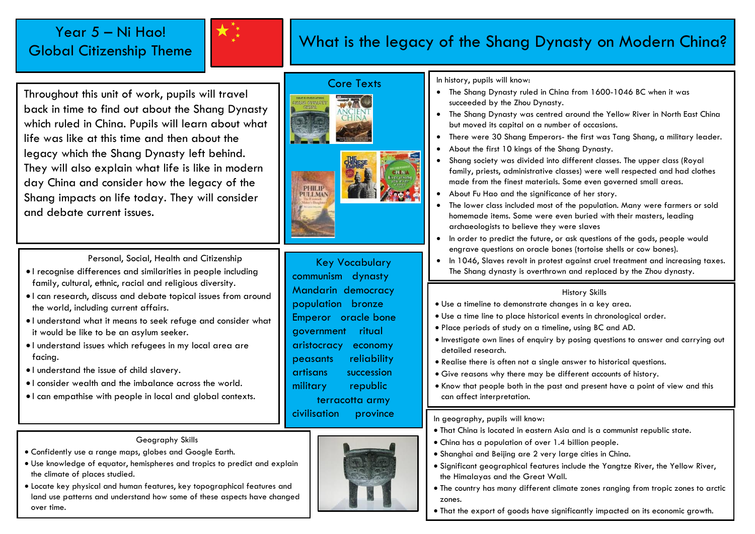# Year 5 – Ni Hao! Global Citizenship Theme

# What is the legacy of the Shang Dynasty on Modern China?

Throughout this unit of work, pupils will travel back in time to find out about the Shang Dynasty which ruled in China. Pupils will learn about what life was like at this time and then about the legacy which the Shang Dynasty left behind. They will also explain what life is like in modern day China and consider how the legacy of the Shang impacts on life today. They will consider and debate current issues.

## Core Texts

## Personal, Social, Health and Citizenship

- I recognise differences and similarities in people including family, cultural, ethnic, racial and religious diversity.
- I can research, discuss and debate topical issues from around the world, including current affairs.
- I understand what it means to seek refuge and consider what it would be like to be an asylum seeker.
- I understand issues which refugees in my local area are facing.
- I understand the issue of child slavery.
- I consider wealth and the imbalance across the world.
- I can empathise with people in local and global contexts.

## Key Vocabulary

communism, dynasty, Mandarin, democracy, population, bronze, Emperor, oracle bone, government, ritual, aristocracy, economy, peasants, reliability, artisans, succession, military, republic, terracotta army, civilisation, province

## Geography Skills

- Confidently use a range maps, globes and Google Earth.
- Use knowledge of equator, hemispheres and tropics to predict and explain the climate of places studied.
- Locate key physical and human features, key topographical features and land use patterns and understand how some of these aspects have changed over time.

## In history, pupils will know:

- The Shang Dynasty ruled in China from 1600-1046 BC when it was succeeded by the Zhou Dynasty.
- The Shang Dynasty was centred around the Yellow River in North East China but moved its capital on a number of occasions.
- There were 30 Shang Emperors- the first was Tang Shang, a military leader.
- About the first 10 kings of the Shang Dynasty.
- Shang society was divided into different classes. The upper class (Royal family, priests, administrative classes) were well respected and had clothes made from the finest materials. Some even governed small areas.
- About Fu Hao and the significance of her story.
- The lower class included most of the population. Many were farmers or sold homemade items. Some were even buried with their masters, leading archaeologists to believe they were slaves
- In order to predict the future, or ask questions of the gods, people would engrave questions on oracle bones (tortoise shells or cow bones).
- In 1046, Slaves revolt in protest against cruel treatment and increasing taxes. The Shang dynasty is overthrown and replaced by the Zhou dynasty.

## History Skills

- Use a timeline to demonstrate changes in a key area.
- Use a time line to place historical events in chronological order.
- Place periods of study on a timeline, using BC and AD.
- Investigate own lines of enquiry by posing questions to answer and carrying out detailed research.
- Realise there is often not a single answer to historical questions.
- Give reasons why there may be different accounts of history.
- Know that people both in the past and present have a point of view and this can affect interpretation.

## In geography, pupils will know:

- That China is located in eastern Asia and is a communist republic state.
- China has a population of over 1.4 billion people.
- Shanghai and Beijing are 2 very large cities in China.
- Significant geographical features include the Yangtze River, the Yellow River, the Himalayas and the Great Wall.
- The country has many different climate zones ranging from tropic zones to arctic zones.
- That the export of goods have significantly impacted on its economic growth.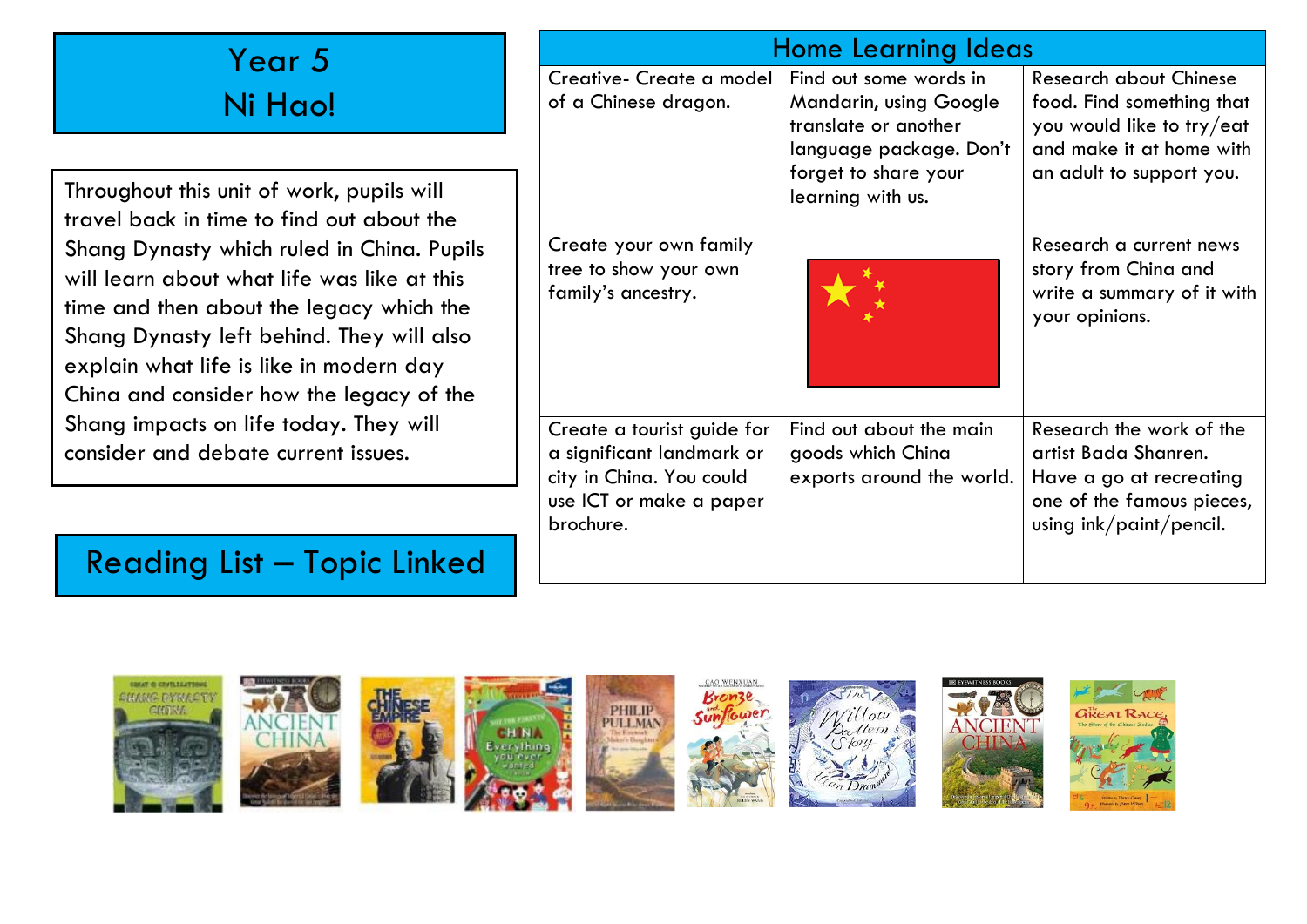# Year 5

# Ni Hao!

Throughout this unit of work, pupils will travel back in time to find out about the Shang Dynasty which ruled in China. Pupils will learn about what life was like at this time and then about the legacy which the Shang Dynasty left behind. They will also explain what life is like in modern day China and consider how the legacy of the Shang impacts on life today. They will consider and debate current issues.

## Home Learning Ideas

| | | |
|---|---|---|
| Creative- Create a model of a Chinese dragon. | Find out some words in Mandarin, using Google translate or another language package. Don't forget to share your learning with us. | Research about Chinese food. Find something that you would like to try/eat and make it at home with an adult to support you. |
| Create your own family tree to show your own family's ancestry. | | Research a current news story from China and write a summary of it with your opinions. |
| Create a tourist guide for a significant landmark or city in China. You could use ICT or make a paper brochure. | Find out about the main goods which China exports around the world. | Research the work of the artist Bada Shanren. Have a go at recreating one of the famous pieces, using ink/paint/pencil. |

## Reading List – Topic Linked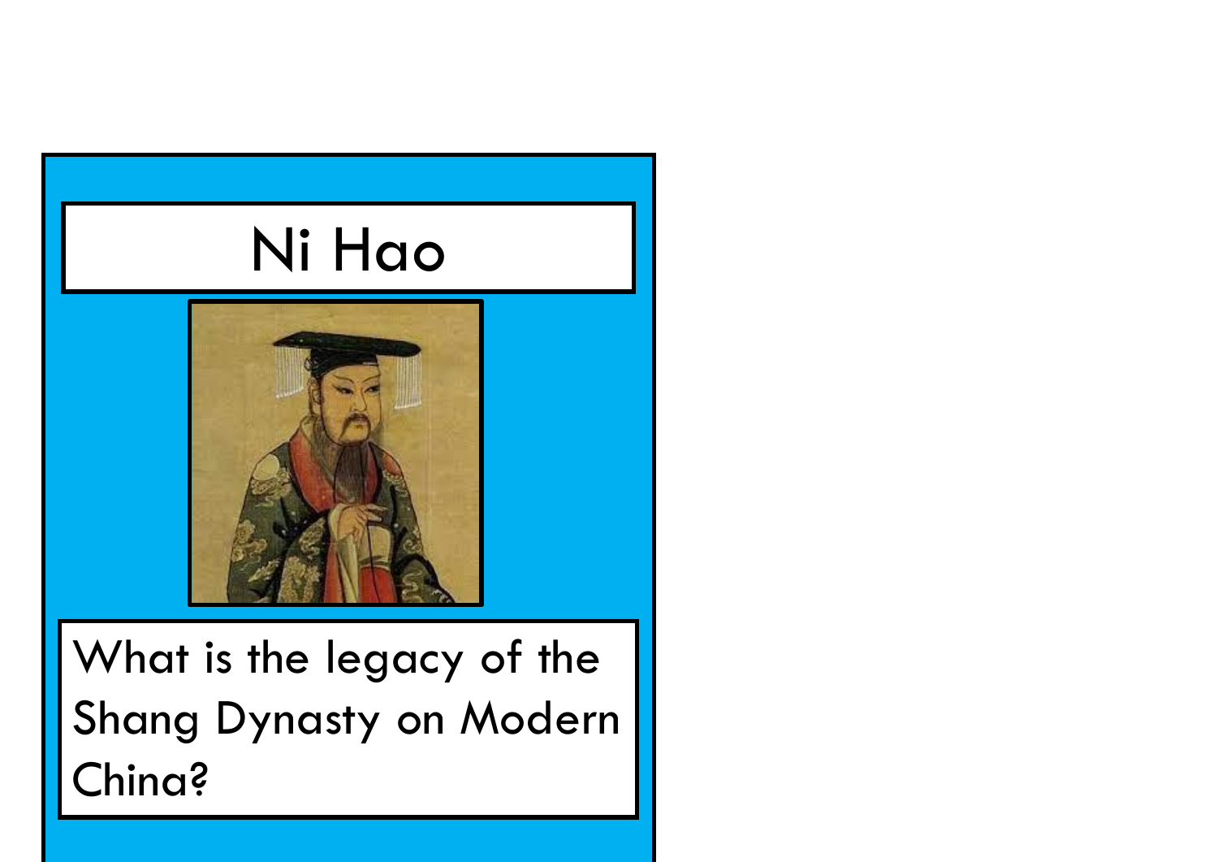Ni Hao

What is the legacy of the Shang Dynasty on Modern China?